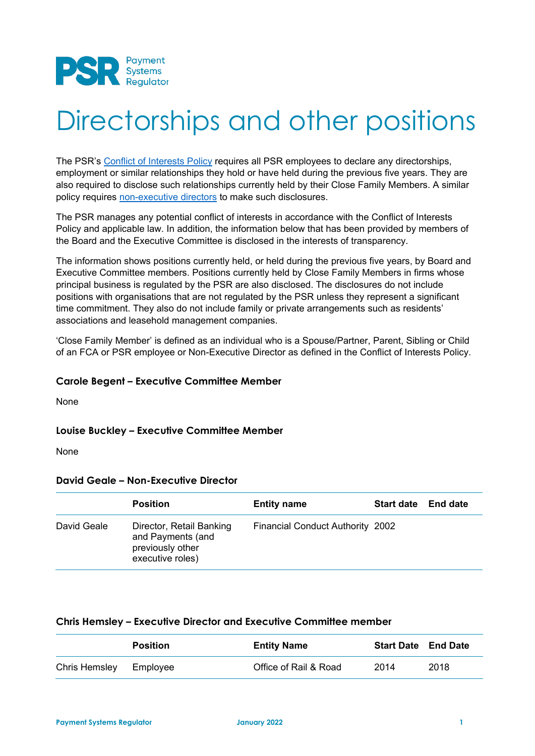# Directorships and other positions

The PSR's [Conflict of Interests Policy] requires all PSR employees to declare any directorships, employment or similar relationships they hold or have held during the previous five years. They are also required to disclose such relationships currently held by their Close Family Members. A similar policy requires [non-executive directors] to make such disclosures.

The PSR manages any potential conflict of interests in accordance with the Conflict of Interests Policy and applicable law. In addition, the information below that has been provided by members of the Board and the Executive Committee is disclosed in the interests of transparency.

The information shows positions currently held, or held during the previous five years, by Board and Executive Committee members. Positions currently held by Close Family Members in firms whose principal business is regulated by the PSR are also disclosed. The disclosures do not include positions with organisations that are not regulated by the PSR unless they represent a significant time commitment. They also do not include family or private arrangements such as residents' associations and leasehold management companies.

'Close Family Member' is defined as an individual who is a Spouse/Partner, Parent, Sibling or Child of an FCA or PSR employee or Non-Executive Director as defined in the Conflict of Interests Policy.

### Carole Begent – Executive Committee Member

None

### Louise Buckley – Executive Committee Member

None

### David Geale – Non-Executive Director

| | Position | Entity name | Start date | End date |
|---|---|---|---|---|
| David Geale | Director, Retail Banking and Payments (and previously other executive roles) | Financial Conduct Authority | 2002 | |

### Chris Hemsley – Executive Director and Executive Committee member

| | Position | Entity Name | Start Date | End Date |
|---|---|---|---|---|
| Chris Hemsley | Employee | Office of Rail & Road | 2014 | 2018 |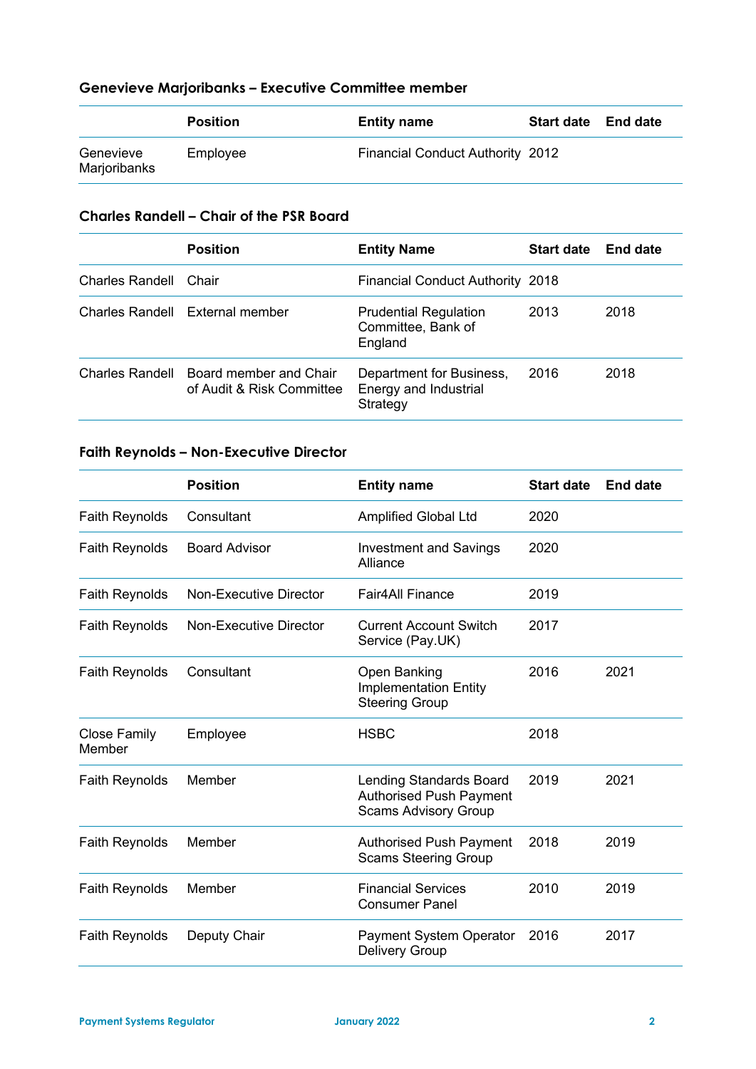### Genevieve Marjoribanks – Executive Committee member

| | Position | Entity name | Start date | End date |
|---|---|---|---|---|
| Genevieve Marjoribanks | Employee | Financial Conduct Authority | 2012 | |

### Charles Randell – Chair of the PSR Board

| | Position | Entity Name | Start date | End date |
|---|---|---|---|---|
| Charles Randell | Chair | Financial Conduct Authority | 2018 | |
| Charles Randell | External member | Prudential Regulation Committee, Bank of England | 2013 | 2018 |
| Charles Randell | Board member and Chair of Audit & Risk Committee | Department for Business, Energy and Industrial Strategy | 2016 | 2018 |

### Faith Reynolds – Non-Executive Director

| | Position | Entity name | Start date | End date |
|---|---|---|---|---|
| Faith Reynolds | Consultant | Amplified Global Ltd | 2020 | |
| Faith Reynolds | Board Advisor | Investment and Savings Alliance | 2020 | |
| Faith Reynolds | Non-Executive Director | Fair4All Finance | 2019 | |
| Faith Reynolds | Non-Executive Director | Current Account Switch Service (Pay.UK) | 2017 | |
| Faith Reynolds | Consultant | Open Banking Implementation Entity Steering Group | 2016 | 2021 |
| Close Family Member | Employee | HSBC | 2018 | |
| Faith Reynolds | Member | Lending Standards Board Authorised Push Payment Scams Advisory Group | 2019 | 2021 |
| Faith Reynolds | Member | Authorised Push Payment Scams Steering Group | 2018 | 2019 |
| Faith Reynolds | Member | Financial Services Consumer Panel | 2010 | 2019 |
| Faith Reynolds | Deputy Chair | Payment System Operator Delivery Group | 2016 | 2017 |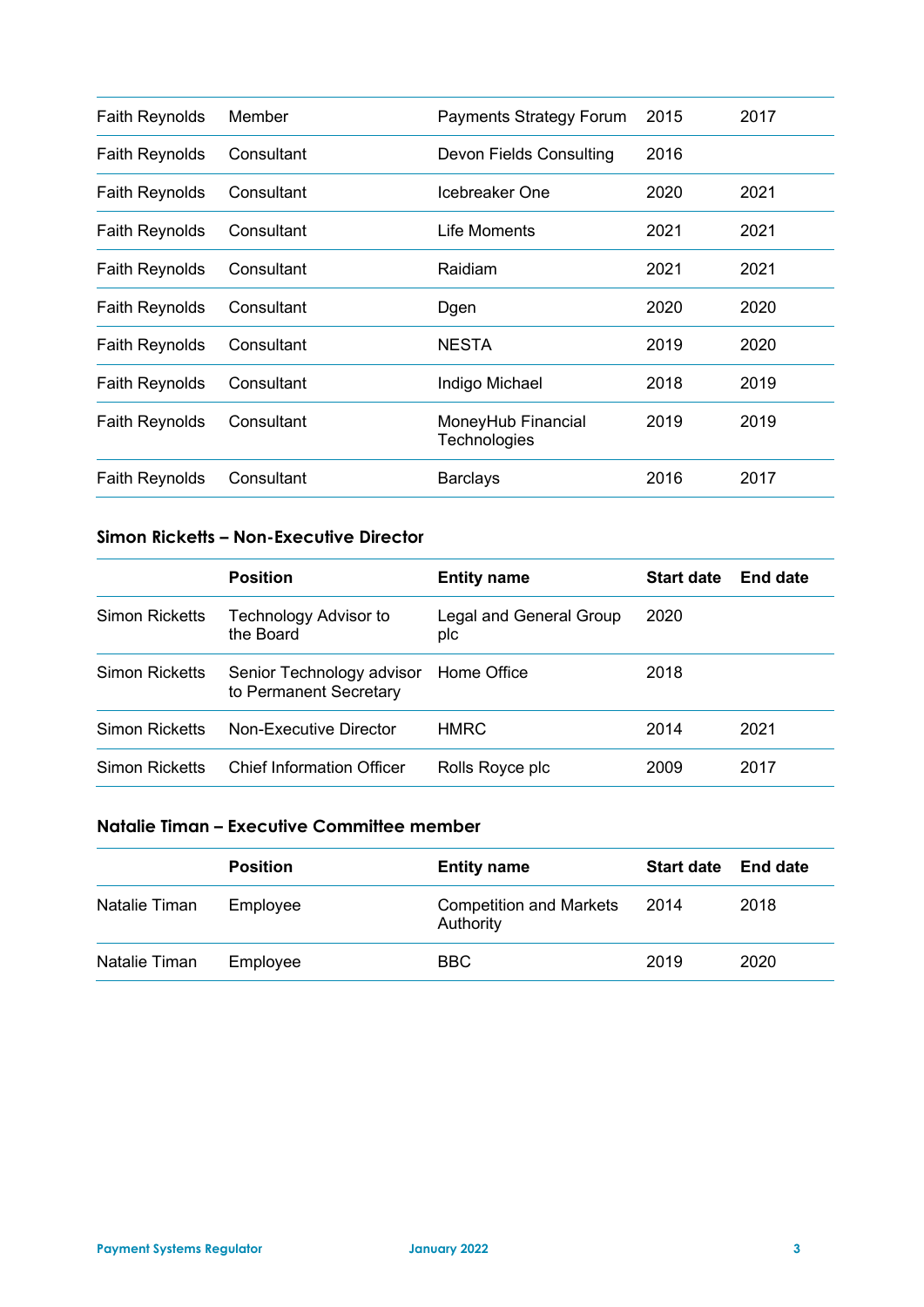| | | | | |
|---|---|---|---|---|
| Faith Reynolds | Member | Payments Strategy Forum | 2015 | 2017 |
| Faith Reynolds | Consultant | Devon Fields Consulting | 2016 | |
| Faith Reynolds | Consultant | Icebreaker One | 2020 | 2021 |
| Faith Reynolds | Consultant | Life Moments | 2021 | 2021 |
| Faith Reynolds | Consultant | Raidiam | 2021 | 2021 |
| Faith Reynolds | Consultant | Dgen | 2020 | 2020 |
| Faith Reynolds | Consultant | NESTA | 2019 | 2020 |
| Faith Reynolds | Consultant | Indigo Michael | 2018 | 2019 |
| Faith Reynolds | Consultant | MoneyHub Financial Technologies | 2019 | 2019 |
| Faith Reynolds | Consultant | Barclays | 2016 | 2017 |

### Simon Ricketts – Non-Executive Director

| | Position | Entity name | Start date | End date |
|---|---|---|---|---|
| Simon Ricketts | Technology Advisor to the Board | Legal and General Group plc | 2020 | |
| Simon Ricketts | Senior Technology advisor to Permanent Secretary | Home Office | 2018 | |
| Simon Ricketts | Non-Executive Director | HMRC | 2014 | 2021 |
| Simon Ricketts | Chief Information Officer | Rolls Royce plc | 2009 | 2017 |

### Natalie Timan – Executive Committee member

| | Position | Entity name | Start date | End date |
|---|---|---|---|---|
| Natalie Timan | Employee | Competition and Markets Authority | 2014 | 2018 |
| Natalie Timan | Employee | BBC | 2019 | 2020 |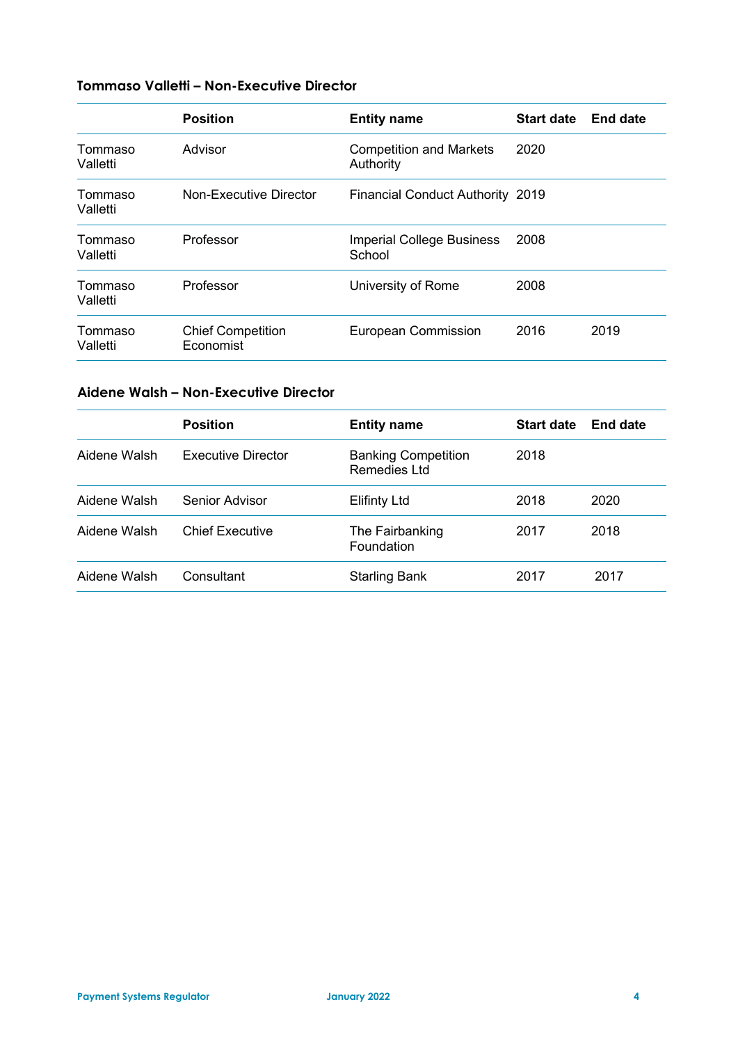**Tommaso Valletti – Non-Executive Director**

| | Position | Entity name | Start date | End date |
|---|---|---|---|---|
| Tommaso Valletti | Advisor | Competition and Markets Authority | 2020 | |
| Tommaso Valletti | Non-Executive Director | Financial Conduct Authority | 2019 | |
| Tommaso Valletti | Professor | Imperial College Business School | 2008 | |
| Tommaso Valletti | Professor | University of Rome | 2008 | |
| Tommaso Valletti | Chief Competition Economist | European Commission | 2016 | 2019 |

**Aidene Walsh – Non-Executive Director**

| | Position | Entity name | Start date | End date |
|---|---|---|---|---|
| Aidene Walsh | Executive Director | Banking Competition Remedies Ltd | 2018 | |
| Aidene Walsh | Senior Advisor | Elifinty Ltd | 2018 | 2020 |
| Aidene Walsh | Chief Executive | The Fairbanking Foundation | 2017 | 2018 |
| Aidene Walsh | Consultant | Starling Bank | 2017 | 2017 |